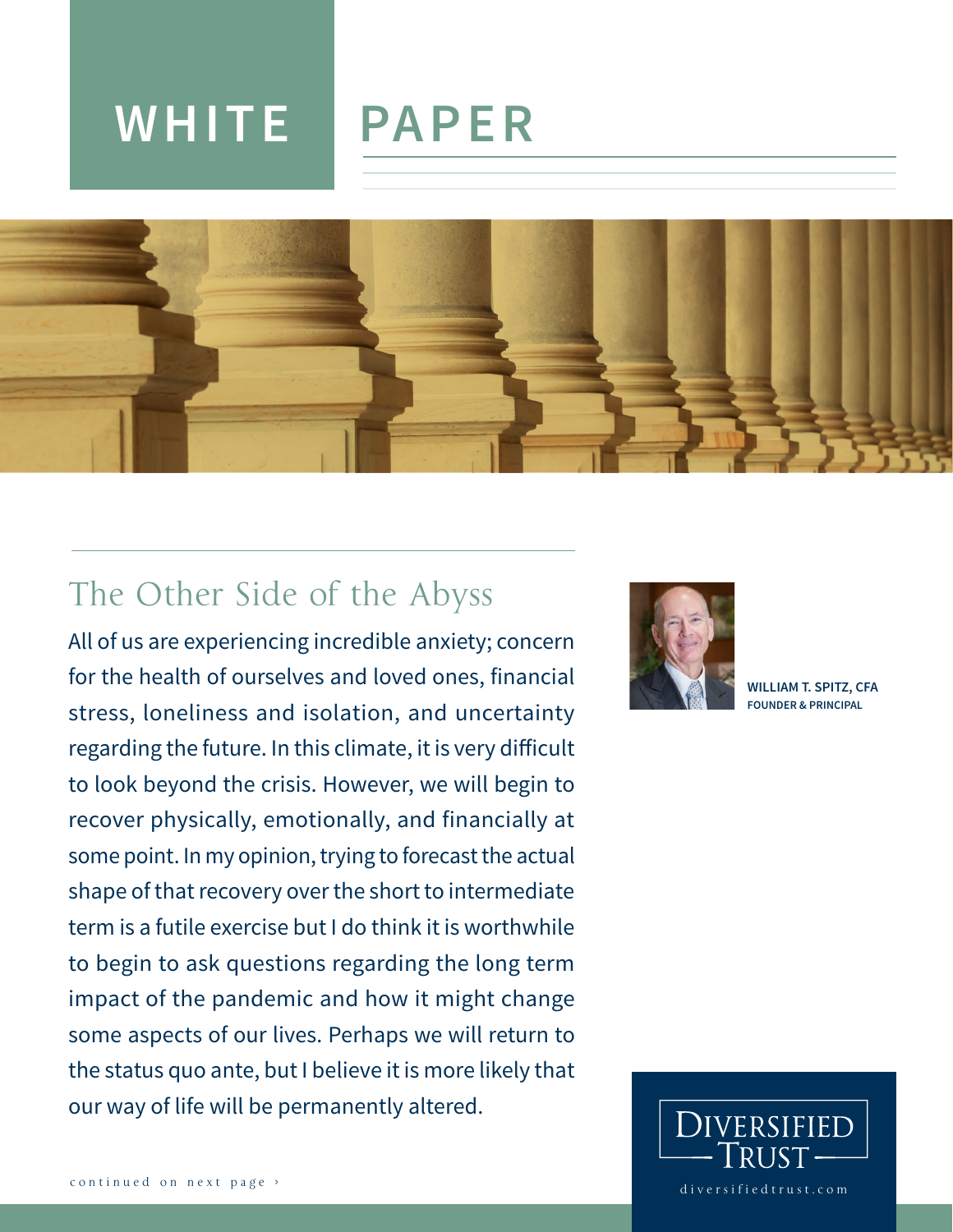# WHITE PAPER

## The Other Side of the Abyss

**WILLIAM T. SPITZ, CFA**
FOUNDER & PRINCIPAL

All of us are experiencing incredible anxiety; concern for the health of ourselves and loved ones, financial stress, loneliness and isolation, and uncertainty regarding the future. In this climate, it is very difficult to look beyond the crisis. However, we will begin to recover physically, emotionally, and financially at some point. In my opinion, trying to forecast the actual shape of that recovery over the short to intermediate term is a futile exercise but I do think it is worthwhile to begin to ask questions regarding the long term impact of the pandemic and how it might change some aspects of our lives. Perhaps we will return to the status quo ante, but I believe it is more likely that our way of life will be permanently altered.

continued on next page ›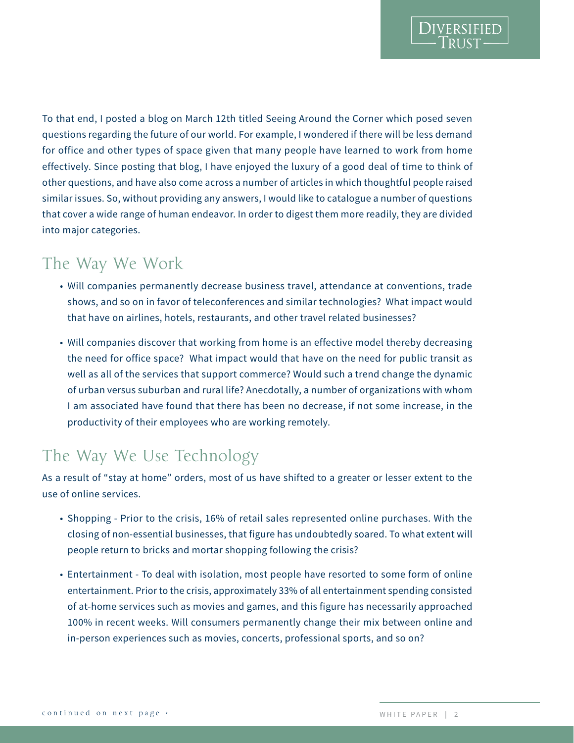To that end, I posted a blog on March 12th titled Seeing Around the Corner which posed seven questions regarding the future of our world. For example, I wondered if there will be less demand for office and other types of space given that many people have learned to work from home effectively. Since posting that blog, I have enjoyed the luxury of a good deal of time to think of other questions, and have also come across a number of articles in which thoughtful people raised similar issues. So, without providing any answers, I would like to catalogue a number of questions that cover a wide range of human endeavor. In order to digest them more readily, they are divided into major categories.

## The Way We Work

- Will companies permanently decrease business travel, attendance at conventions, trade shows, and so on in favor of teleconferences and similar technologies? What impact would that have on airlines, hotels, restaurants, and other travel related businesses?

- Will companies discover that working from home is an effective model thereby decreasing the need for office space? What impact would that have on the need for public transit as well as all of the services that support commerce? Would such a trend change the dynamic of urban versus suburban and rural life? Anecdotally, a number of organizations with whom I am associated have found that there has been no decrease, if not some increase, in the productivity of their employees who are working remotely.

## The Way We Use Technology

As a result of "stay at home" orders, most of us have shifted to a greater or lesser extent to the use of online services.

- Shopping - Prior to the crisis, 16% of retail sales represented online purchases. With the closing of non-essential businesses, that figure has undoubtedly soared. To what extent will people return to bricks and mortar shopping following the crisis?

- Entertainment - To deal with isolation, most people have resorted to some form of online entertainment. Prior to the crisis, approximately 33% of all entertainment spending consisted of at-home services such as movies and games, and this figure has necessarily approached 100% in recent weeks. Will consumers permanently change their mix between online and in-person experiences such as movies, concerts, professional sports, and so on?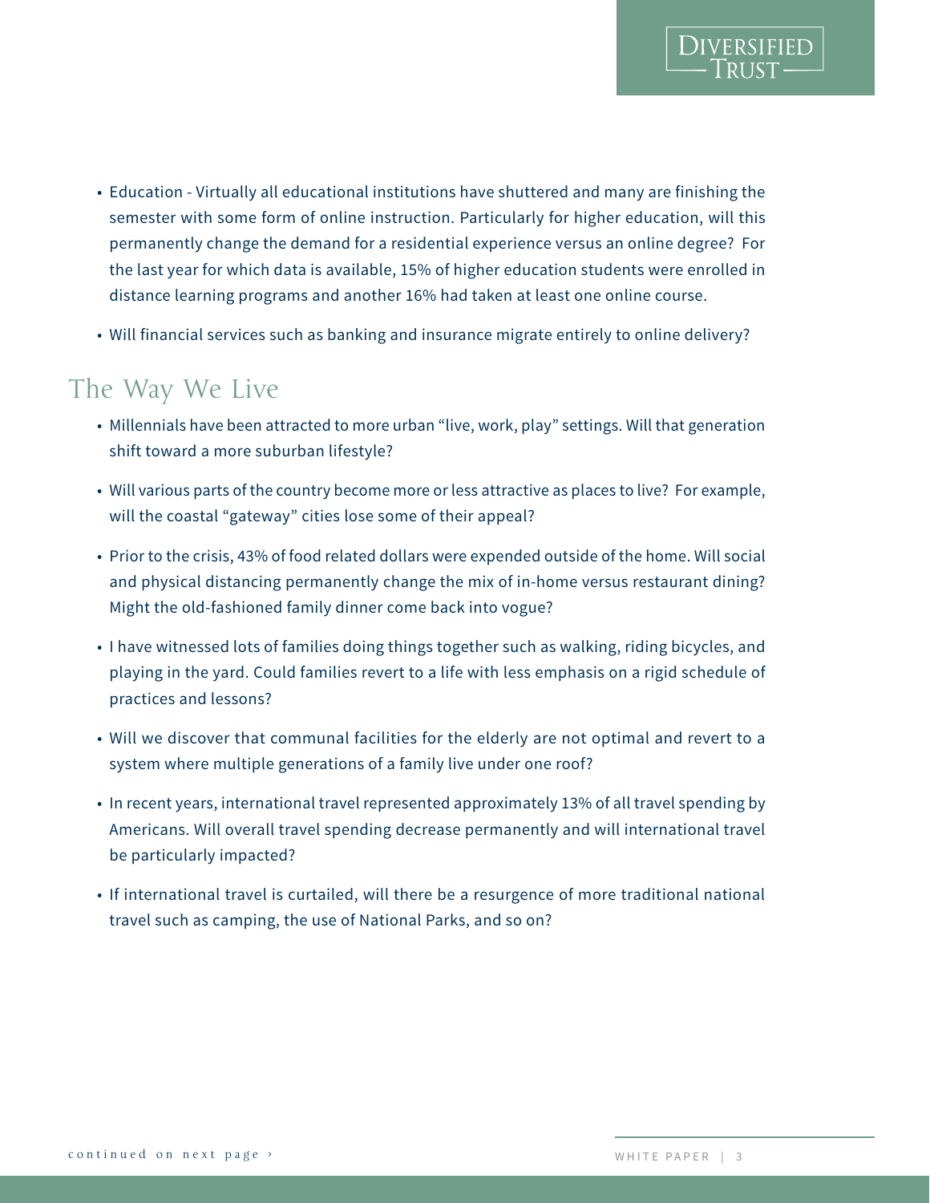- Education - Virtually all educational institutions have shuttered and many are finishing the semester with some form of online instruction. Particularly for higher education, will this permanently change the demand for a residential experience versus an online degree? For the last year for which data is available, 15% of higher education students were enrolled in distance learning programs and another 16% had taken at least one online course.
- Will financial services such as banking and insurance migrate entirely to online delivery?

## The Way We Live

- Millennials have been attracted to more urban "live, work, play" settings. Will that generation shift toward a more suburban lifestyle?
- Will various parts of the country become more or less attractive as places to live? For example, will the coastal "gateway" cities lose some of their appeal?
- Prior to the crisis, 43% of food related dollars were expended outside of the home. Will social and physical distancing permanently change the mix of in-home versus restaurant dining? Might the old-fashioned family dinner come back into vogue?
- I have witnessed lots of families doing things together such as walking, riding bicycles, and playing in the yard. Could families revert to a life with less emphasis on a rigid schedule of practices and lessons?
- Will we discover that communal facilities for the elderly are not optimal and revert to a system where multiple generations of a family live under one roof?
- In recent years, international travel represented approximately 13% of all travel spending by Americans. Will overall travel spending decrease permanently and will international travel be particularly impacted?
- If international travel is curtailed, will there be a resurgence of more traditional national travel such as camping, the use of National Parks, and so on?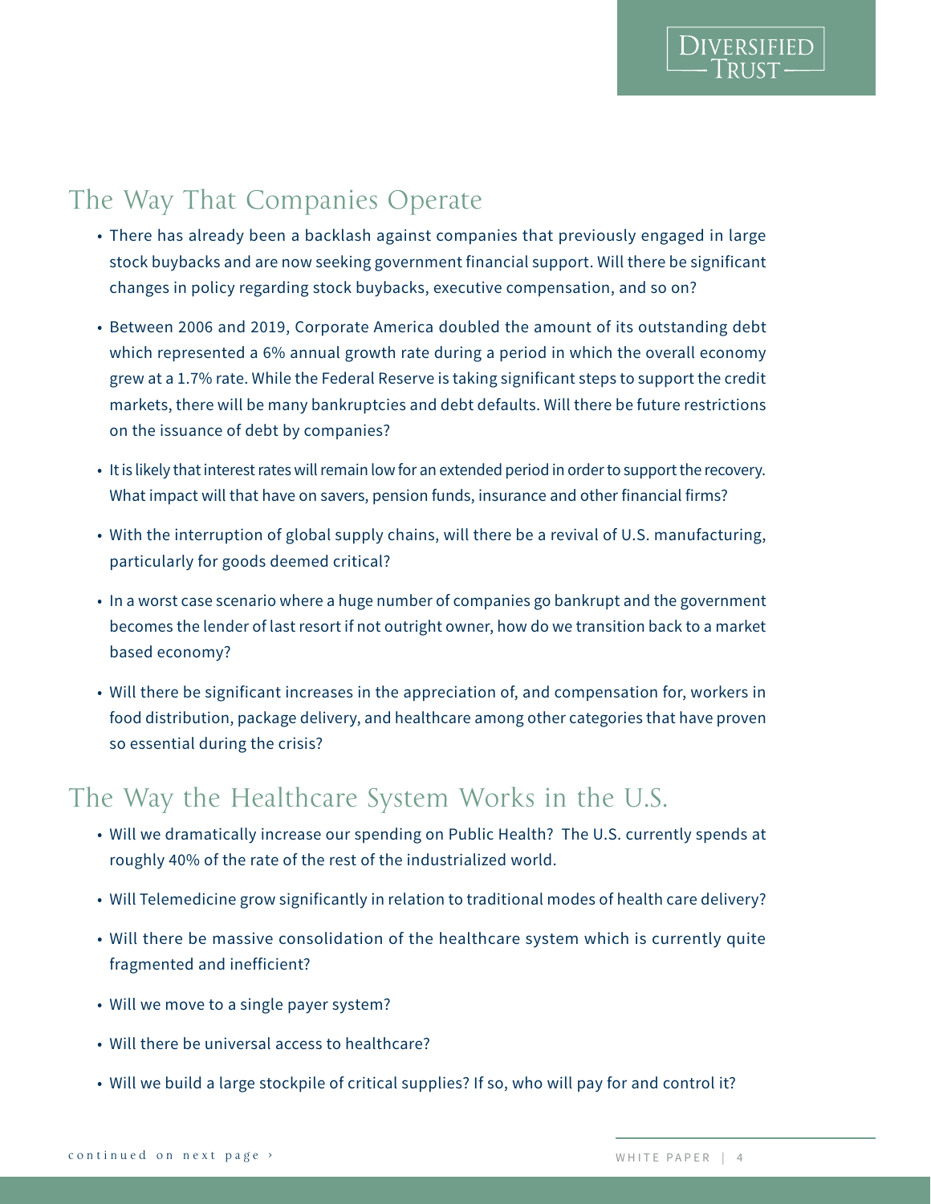## The Way That Companies Operate

- There has already been a backlash against companies that previously engaged in large stock buybacks and are now seeking government financial support. Will there be significant changes in policy regarding stock buybacks, executive compensation, and so on?
- Between 2006 and 2019, Corporate America doubled the amount of its outstanding debt which represented a 6% annual growth rate during a period in which the overall economy grew at a 1.7% rate. While the Federal Reserve is taking significant steps to support the credit markets, there will be many bankruptcies and debt defaults. Will there be future restrictions on the issuance of debt by companies?
- It is likely that interest rates will remain low for an extended period in order to support the recovery. What impact will that have on savers, pension funds, insurance and other financial firms?
- With the interruption of global supply chains, will there be a revival of U.S. manufacturing, particularly for goods deemed critical?
- In a worst case scenario where a huge number of companies go bankrupt and the government becomes the lender of last resort if not outright owner, how do we transition back to a market based economy?
- Will there be significant increases in the appreciation of, and compensation for, workers in food distribution, package delivery, and healthcare among other categories that have proven so essential during the crisis?

## The Way the Healthcare System Works in the U.S.

- Will we dramatically increase our spending on Public Health? The U.S. currently spends at roughly 40% of the rate of the rest of the industrialized world.
- Will Telemedicine grow significantly in relation to traditional modes of health care delivery?
- Will there be massive consolidation of the healthcare system which is currently quite fragmented and inefficient?
- Will we move to a single payer system?
- Will there be universal access to healthcare?
- Will we build a large stockpile of critical supplies? If so, who will pay for and control it?

continued on next page ›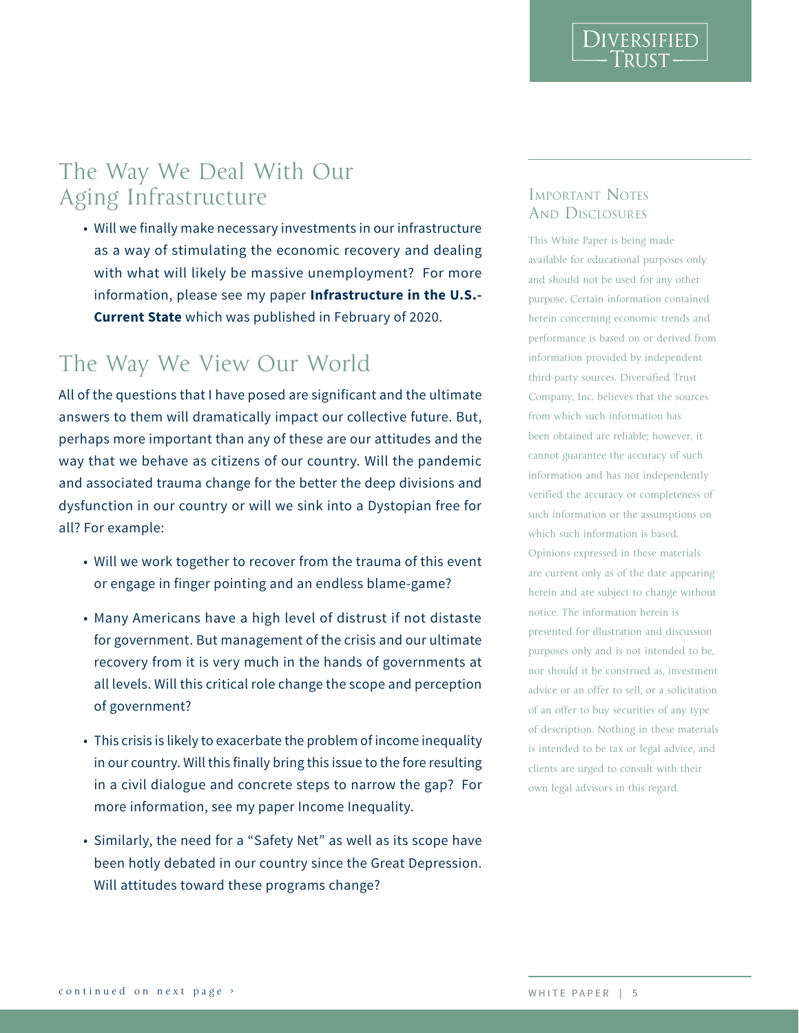## The Way We Deal With Our Aging Infrastructure

- Will we finally make necessary investments in our infrastructure as a way of stimulating the economic recovery and dealing with what will likely be massive unemployment? For more information, please see my paper **Infrastructure in the U.S.-Current State** which was published in February of 2020.

## The Way We View Our World

All of the questions that I have posed are significant and the ultimate answers to them will dramatically impact our collective future. But, perhaps more important than any of these are our attitudes and the way that we behave as citizens of our country. Will the pandemic and associated trauma change for the better the deep divisions and dysfunction in our country or will we sink into a Dystopian free for all? For example:

- Will we work together to recover from the trauma of this event or engage in finger pointing and an endless blame-game?
- Many Americans have a high level of distrust if not distaste for government. But management of the crisis and our ultimate recovery from it is very much in the hands of governments at all levels. Will this critical role change the scope and perception of government?
- This crisis is likely to exacerbate the problem of income inequality in our country. Will this finally bring this issue to the fore resulting in a civil dialogue and concrete steps to narrow the gap? For more information, see my paper Income Inequality.
- Similarly, the need for a "Safety Net" as well as its scope have been hotly debated in our country since the Great Depression. Will attitudes toward these programs change?

continued on next page ›

### Important Notes And Disclosures

This White Paper is being made available for educational purposes only and should not be used for any other purpose. Certain information contained herein concerning economic trends and performance is based on or derived from information provided by independent third-party sources. Diversified Trust Company, Inc. believes that the sources from which such information has been obtained are reliable; however, it cannot guarantee the accuracy of such information and has not independently verified the accuracy or completeness of such information or the assumptions on which such information is based. Opinions expressed in these materials are current only as of the date appearing herein and are subject to change without notice. The information herein is presented for illustration and discussion purposes only and is not intended to be, nor should it be construed as, investment advice or an offer to sell, or a solicitation of an offer to buy securities of any type of description. Nothing in these materials is intended to be tax or legal advice, and clients are urged to consult with their own legal advisors in this regard.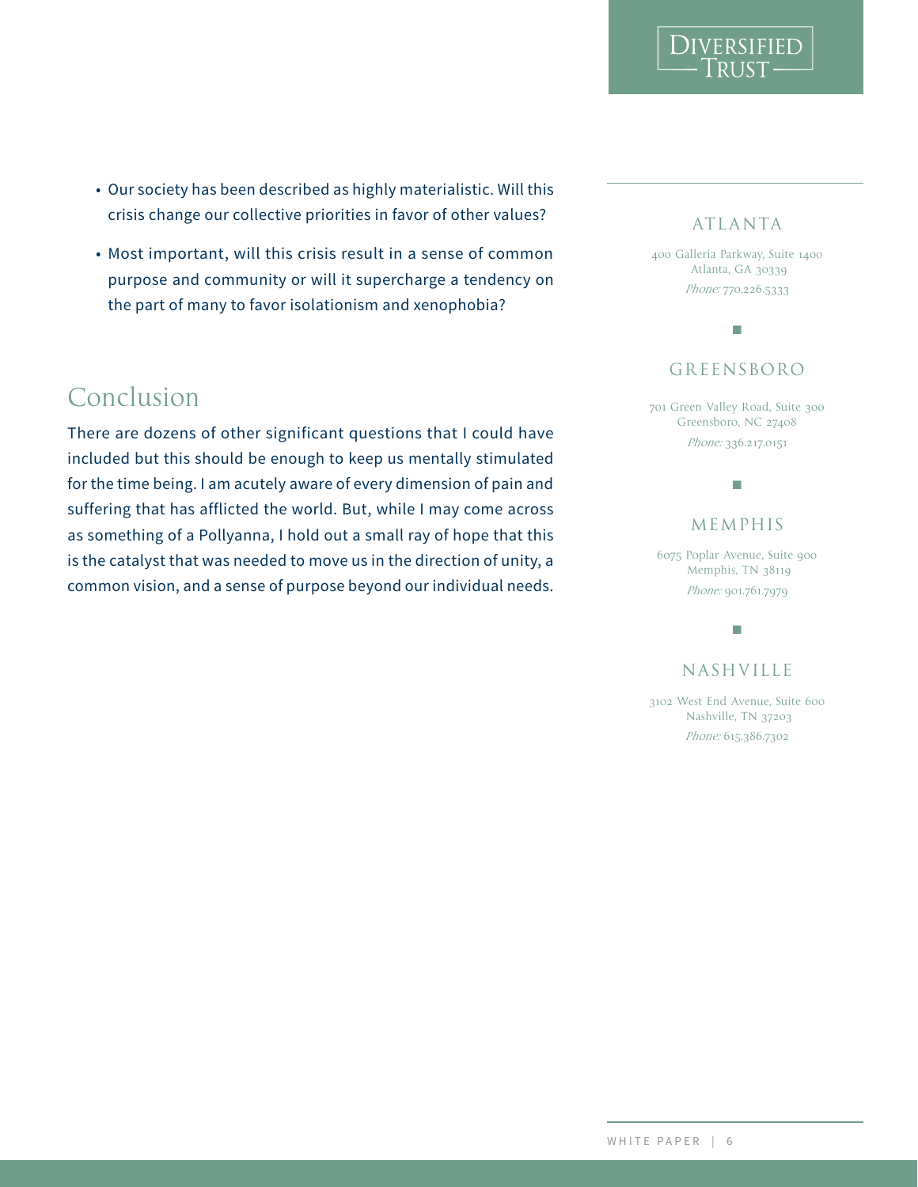- Our society has been described as highly materialistic. Will this crisis change our collective priorities in favor of other values?
- Most important, will this crisis result in a sense of common purpose and community or will it supercharge a tendency on the part of many to favor isolationism and xenophobia?

## Conclusion

There are dozens of other significant questions that I could have included but this should be enough to keep us mentally stimulated for the time being. I am acutely aware of every dimension of pain and suffering that has afflicted the world. But, while I may come across as something of a Pollyanna, I hold out a small ray of hope that this is the catalyst that was needed to move us in the direction of unity, a common vision, and a sense of purpose beyond our individual needs.

DIVERSIFIED TRUST

### ATLANTA

400 Galleria Parkway, Suite 1400
Atlanta, GA 30339
*Phone:* 770.226.5333

### GREENSBORO

701 Green Valley Road, Suite 300
Greensboro, NC 27408
*Phone:* 336.217.0151

### MEMPHIS

6075 Poplar Avenue, Suite 900
Memphis, TN 38119
*Phone:* 901.761.7979

### NASHVILLE

3102 West End Avenue, Suite 600
Nashville, TN 37203
*Phone:* 615.386.7302